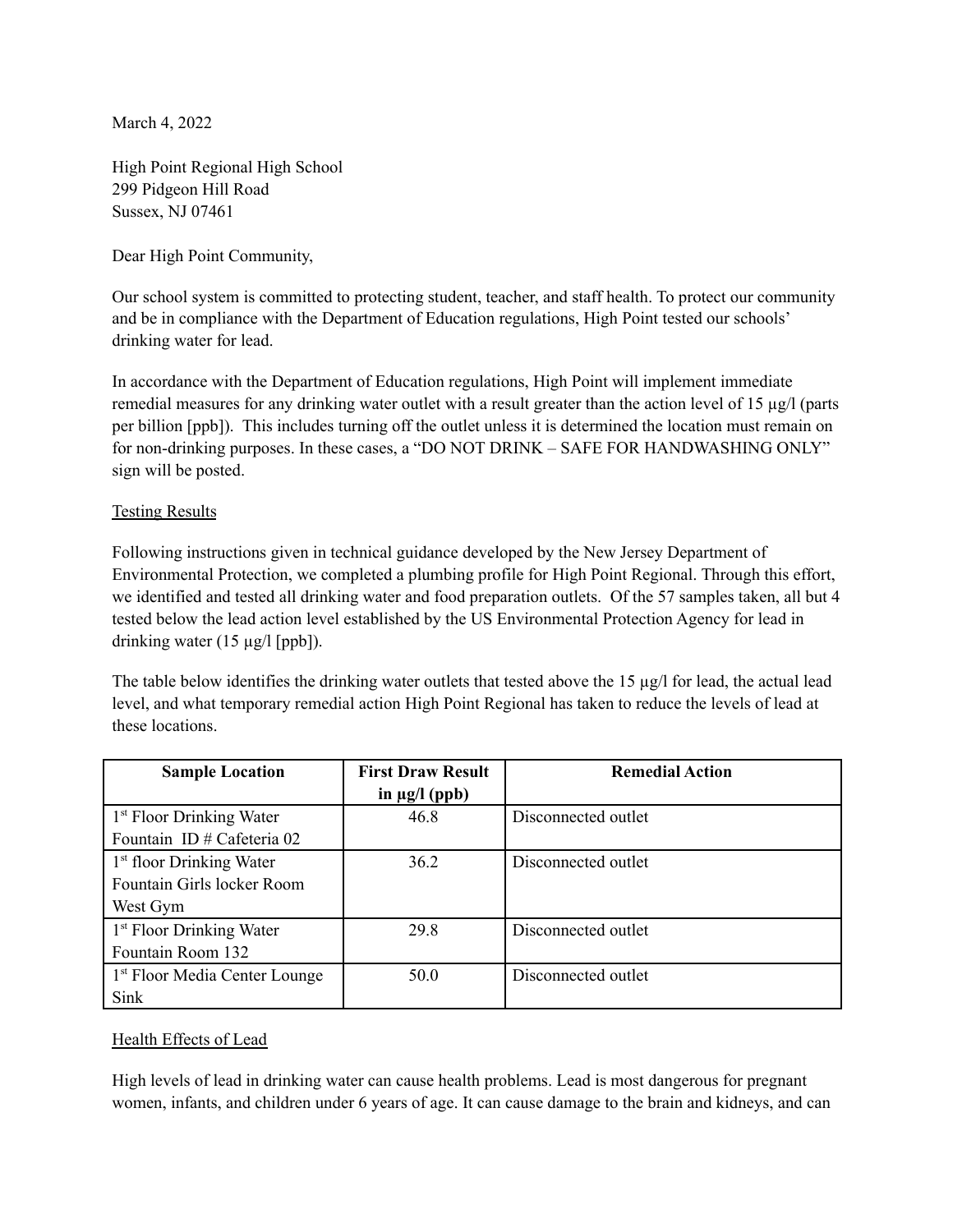March 4, 2022

High Point Regional High School
299 Pidgeon Hill Road
Sussex, NJ 07461

Dear High Point Community,

Our school system is committed to protecting student, teacher, and staff health. To protect our community and be in compliance with the Department of Education regulations, High Point tested our schools' drinking water for lead.

In accordance with the Department of Education regulations, High Point will implement immediate remedial measures for any drinking water outlet with a result greater than the action level of 15 µg/l (parts per billion [ppb]). This includes turning off the outlet unless it is determined the location must remain on for non-drinking purposes. In these cases, a "DO NOT DRINK – SAFE FOR HANDWASHING ONLY" sign will be posted.

## Testing Results

Following instructions given in technical guidance developed by the New Jersey Department of Environmental Protection, we completed a plumbing profile for High Point Regional. Through this effort, we identified and tested all drinking water and food preparation outlets. Of the 57 samples taken, all but 4 tested below the lead action level established by the US Environmental Protection Agency for lead in drinking water (15 µg/l [ppb]).

The table below identifies the drinking water outlets that tested above the 15 µg/l for lead, the actual lead level, and what temporary remedial action High Point Regional has taken to reduce the levels of lead at these locations.

| Sample Location | First Draw Result in µg/l (ppb) | Remedial Action |
| --- | --- | --- |
| 1st Floor Drinking Water Fountain ID # Cafeteria 02 | 46.8 | Disconnected outlet |
| 1st floor Drinking Water Fountain Girls locker Room West Gym | 36.2 | Disconnected outlet |
| 1st Floor Drinking Water Fountain Room 132 | 29.8 | Disconnected outlet |
| 1st Floor Media Center Lounge Sink | 50.0 | Disconnected outlet |

## Health Effects of Lead

High levels of lead in drinking water can cause health problems. Lead is most dangerous for pregnant women, infants, and children under 6 years of age. It can cause damage to the brain and kidneys, and can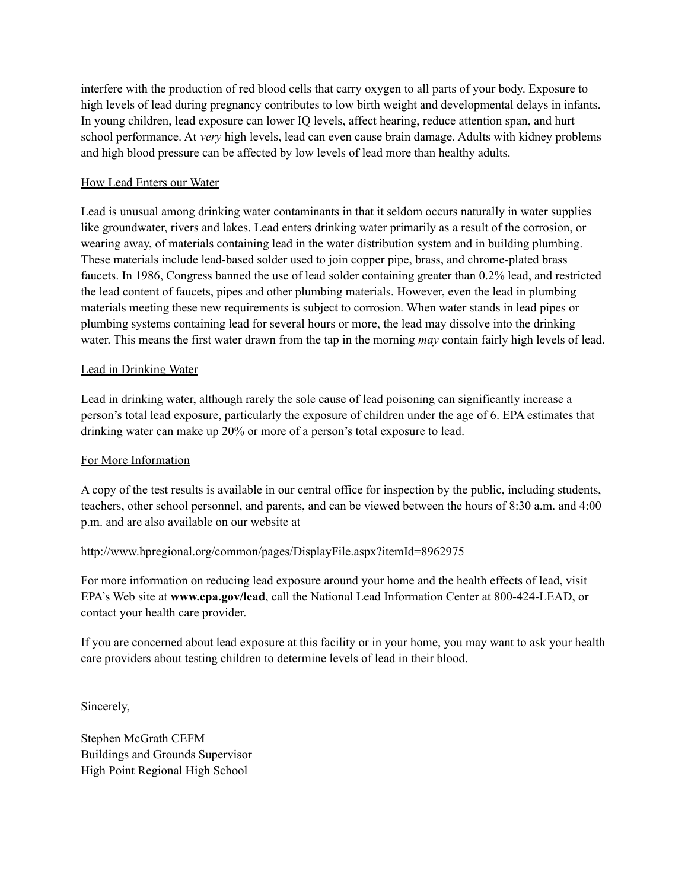interfere with the production of red blood cells that carry oxygen to all parts of your body. Exposure to high levels of lead during pregnancy contributes to low birth weight and developmental delays in infants. In young children, lead exposure can lower IQ levels, affect hearing, reduce attention span, and hurt school performance. At *very* high levels, lead can even cause brain damage. Adults with kidney problems and high blood pressure can be affected by low levels of lead more than healthy adults.

## How Lead Enters our Water

Lead is unusual among drinking water contaminants in that it seldom occurs naturally in water supplies like groundwater, rivers and lakes. Lead enters drinking water primarily as a result of the corrosion, or wearing away, of materials containing lead in the water distribution system and in building plumbing. These materials include lead-based solder used to join copper pipe, brass, and chrome-plated brass faucets. In 1986, Congress banned the use of lead solder containing greater than 0.2% lead, and restricted the lead content of faucets, pipes and other plumbing materials. However, even the lead in plumbing materials meeting these new requirements is subject to corrosion. When water stands in lead pipes or plumbing systems containing lead for several hours or more, the lead may dissolve into the drinking water. This means the first water drawn from the tap in the morning *may* contain fairly high levels of lead.

## Lead in Drinking Water

Lead in drinking water, although rarely the sole cause of lead poisoning can significantly increase a person's total lead exposure, particularly the exposure of children under the age of 6. EPA estimates that drinking water can make up 20% or more of a person's total exposure to lead.

## For More Information

A copy of the test results is available in our central office for inspection by the public, including students, teachers, other school personnel, and parents, and can be viewed between the hours of 8:30 a.m. and 4:00 p.m. and are also available on our website at

http://www.hpregional.org/common/pages/DisplayFile.aspx?itemId=8962975

For more information on reducing lead exposure around your home and the health effects of lead, visit EPA's Web site at **www.epa.gov/lead**, call the National Lead Information Center at 800-424-LEAD, or contact your health care provider.

If you are concerned about lead exposure at this facility or in your home, you may want to ask your health care providers about testing children to determine levels of lead in their blood.

Sincerely,

Stephen McGrath CEFM
Buildings and Grounds Supervisor
High Point Regional High School